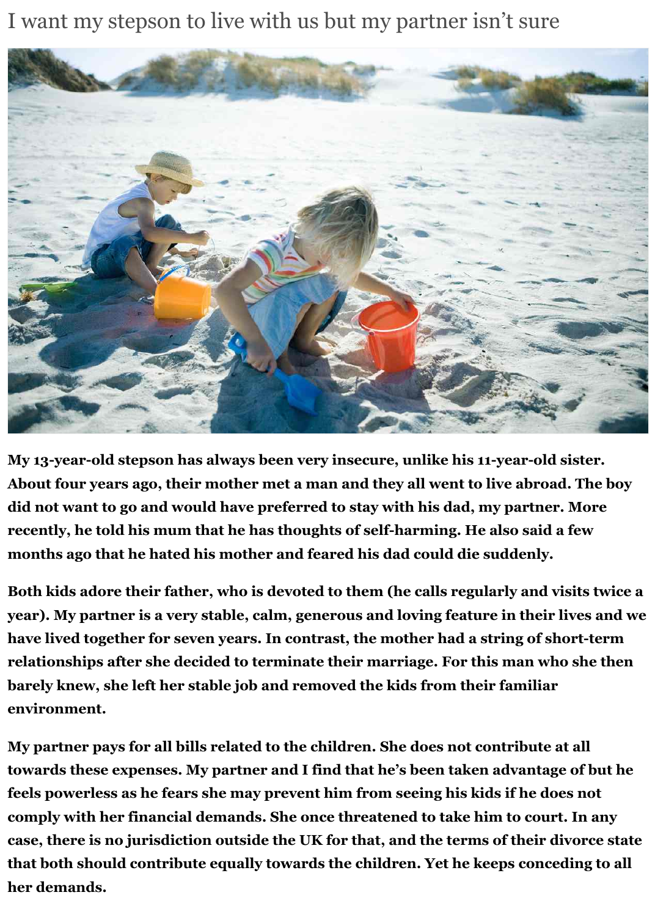# I want my stepson to live with us but my partner isn't sure

**My 13-year-old stepson has always been very insecure, unlike his 11-year-old sister. About four years ago, their mother met a man and they all went to live abroad. The boy did not want to go and would have preferred to stay with his dad, my partner. More recently, he told his mum that he has thoughts of self-harming. He also said a few months ago that he hated his mother and feared his dad could die suddenly.**

**Both kids adore their father, who is devoted to them (he calls regularly and visits twice a year). My partner is a very stable, calm, generous and loving feature in their lives and we have lived together for seven years. In contrast, the mother had a string of short-term relationships after she decided to terminate their marriage. For this man who she then barely knew, she left her stable job and removed the kids from their familiar environment.**

**My partner pays for all bills related to the children. She does not contribute at all towards these expenses. My partner and I find that he's been taken advantage of but he feels powerless as he fears she may prevent him from seeing his kids if he does not comply with her financial demands. She once threatened to take him to court. In any case, there is no jurisdiction outside the UK for that, and the terms of their divorce state that both should contribute equally towards the children. Yet he keeps conceding to all her demands.**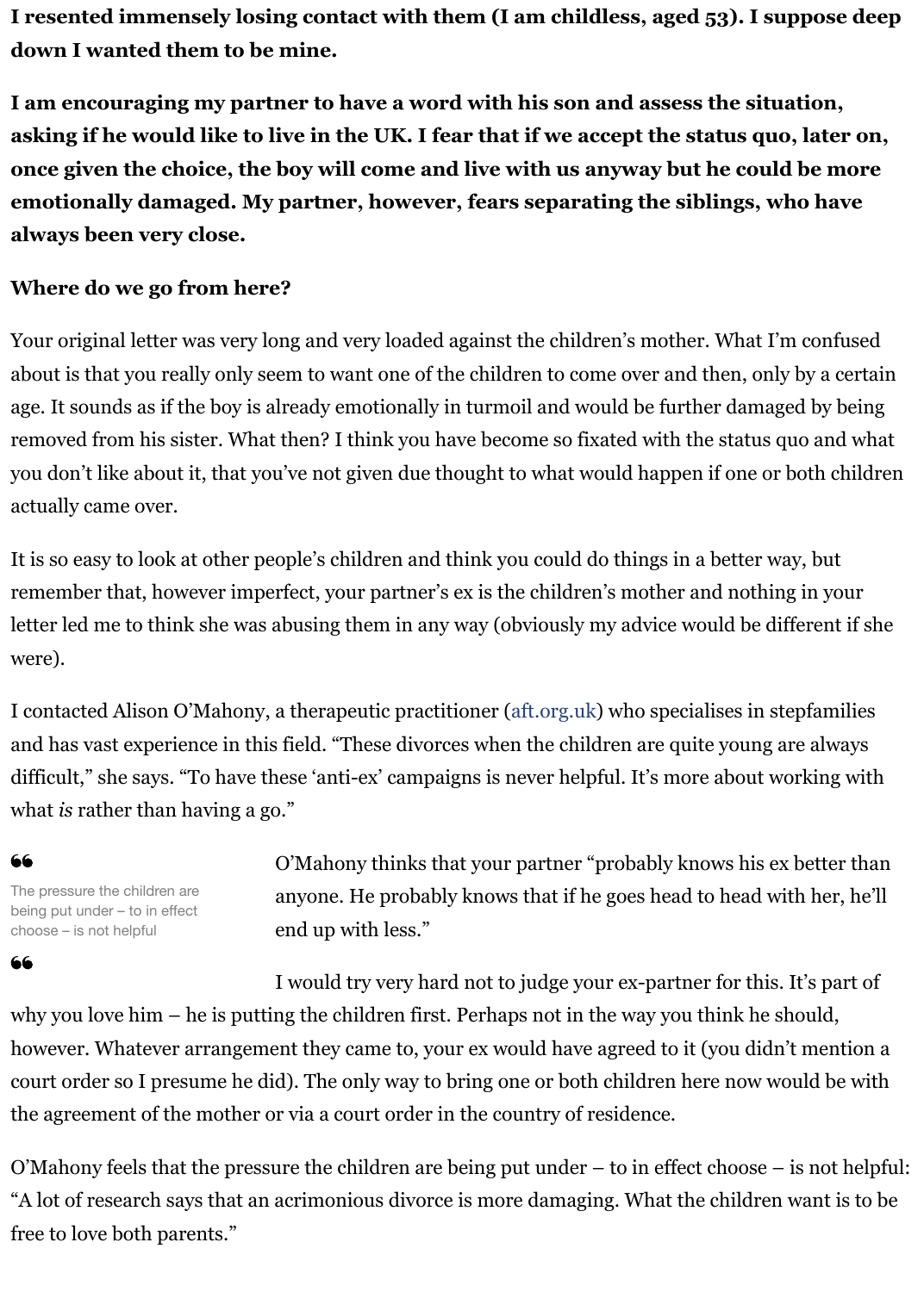**I resented immensely losing contact with them (I am childless, aged 53). I suppose deep down I wanted them to be mine.**

**I am encouraging my partner to have a word with his son and assess the situation, asking if he would like to live in the UK. I fear that if we accept the status quo, later on, once given the choice, the boy will come and live with us anyway but he could be more emotionally damaged. My partner, however, fears separating the siblings, who have always been very close.**

**Where do we go from here?**

Your original letter was very long and very loaded against the children's mother. What I'm confused about is that you really only seem to want one of the children to come over and then, only by a certain age. It sounds as if the boy is already emotionally in turmoil and would be further damaged by being removed from his sister. What then? I think you have become so fixated with the status quo and what you don't like about it, that you've not given due thought to what would happen if one or both children actually came over.

It is so easy to look at other people's children and think you could do things in a better way, but remember that, however imperfect, your partner's ex is the children's mother and nothing in your letter led me to think she was abusing them in any way (obviously my advice would be different if she were).

I contacted Alison O'Mahony, a therapeutic practitioner (aft.org.uk) who specialises in stepfamilies and has vast experience in this field. "These divorces when the children are quite young are always difficult," she says. "To have these 'anti-ex' campaigns is never helpful. It's more about working with what *is* rather than having a go."

> The pressure the children are being put under – to in effect choose – is not helpful

O'Mahony thinks that your partner "probably knows his ex better than anyone. He probably knows that if he goes head to head with her, he'll end up with less."

I would try very hard not to judge your ex-partner for this. It's part of why you love him – he is putting the children first. Perhaps not in the way you think he should, however. Whatever arrangement they came to, your ex would have agreed to it (you didn't mention a court order so I presume he did). The only way to bring one or both children here now would be with the agreement of the mother or via a court order in the country of residence.

O'Mahony feels that the pressure the children are being put under – to in effect choose – is not helpful: "A lot of research says that an acrimonious divorce is more damaging. What the children want is to be free to love both parents."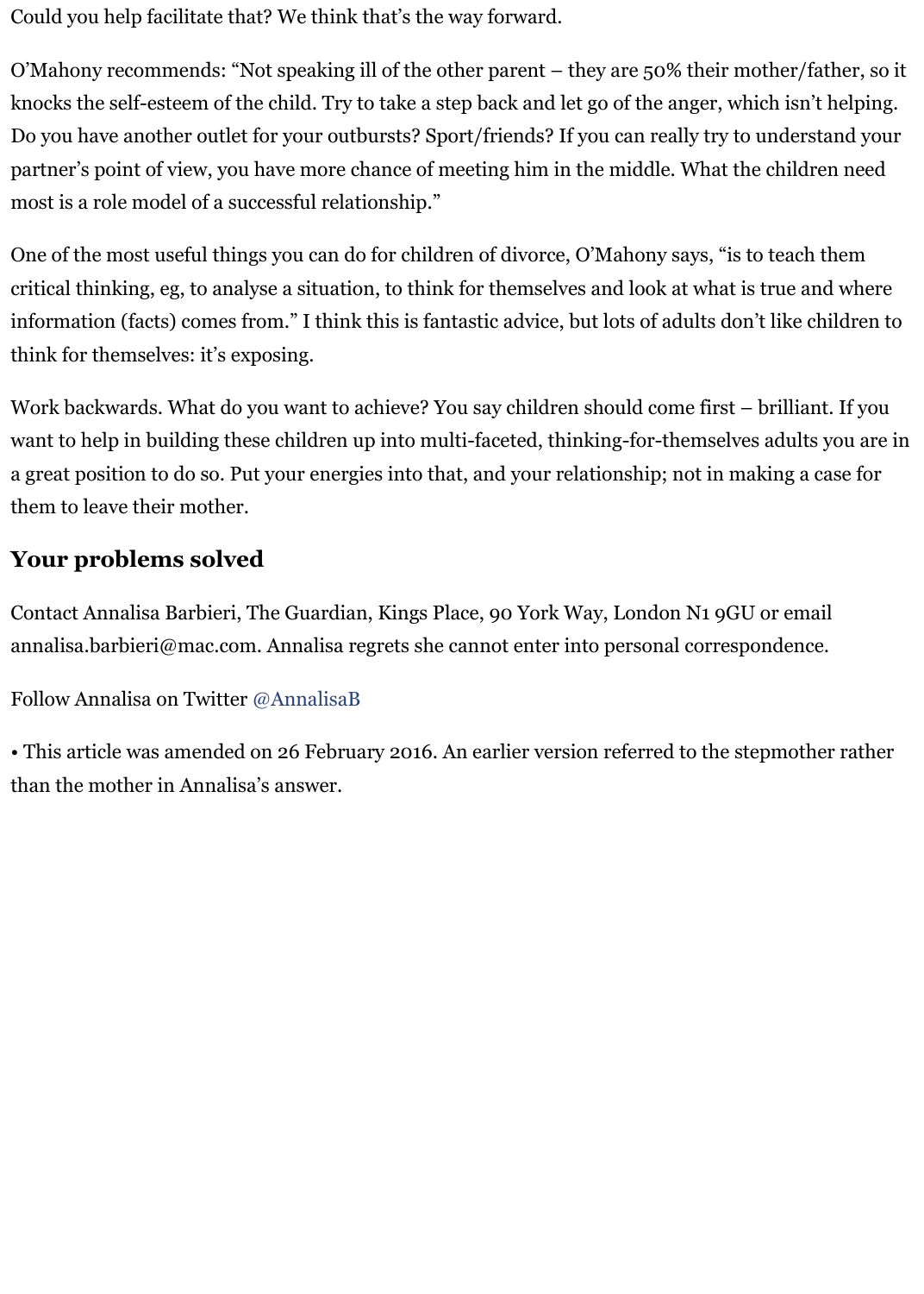Could you help facilitate that? We think that's the way forward.

O'Mahony recommends: "Not speaking ill of the other parent – they are 50% their mother/father, so it knocks the self-esteem of the child. Try to take a step back and let go of the anger, which isn't helping. Do you have another outlet for your outbursts? Sport/friends? If you can really try to understand your partner's point of view, you have more chance of meeting him in the middle. What the children need most is a role model of a successful relationship."

One of the most useful things you can do for children of divorce, O'Mahony says, "is to teach them critical thinking, eg, to analyse a situation, to think for themselves and look at what is true and where information (facts) comes from." I think this is fantastic advice, but lots of adults don't like children to think for themselves: it's exposing.

Work backwards. What do you want to achieve? You say children should come first – brilliant. If you want to help in building these children up into multi-faceted, thinking-for-themselves adults you are in a great position to do so. Put your energies into that, and your relationship; not in making a case for them to leave their mother.

## Your problems solved

Contact Annalisa Barbieri, The Guardian, Kings Place, 90 York Way, London N1 9GU or email annalisa.barbieri@mac.com. Annalisa regrets she cannot enter into personal correspondence.

Follow Annalisa on Twitter @AnnalisaB

• This article was amended on 26 February 2016. An earlier version referred to the stepmother rather than the mother in Annalisa's answer.